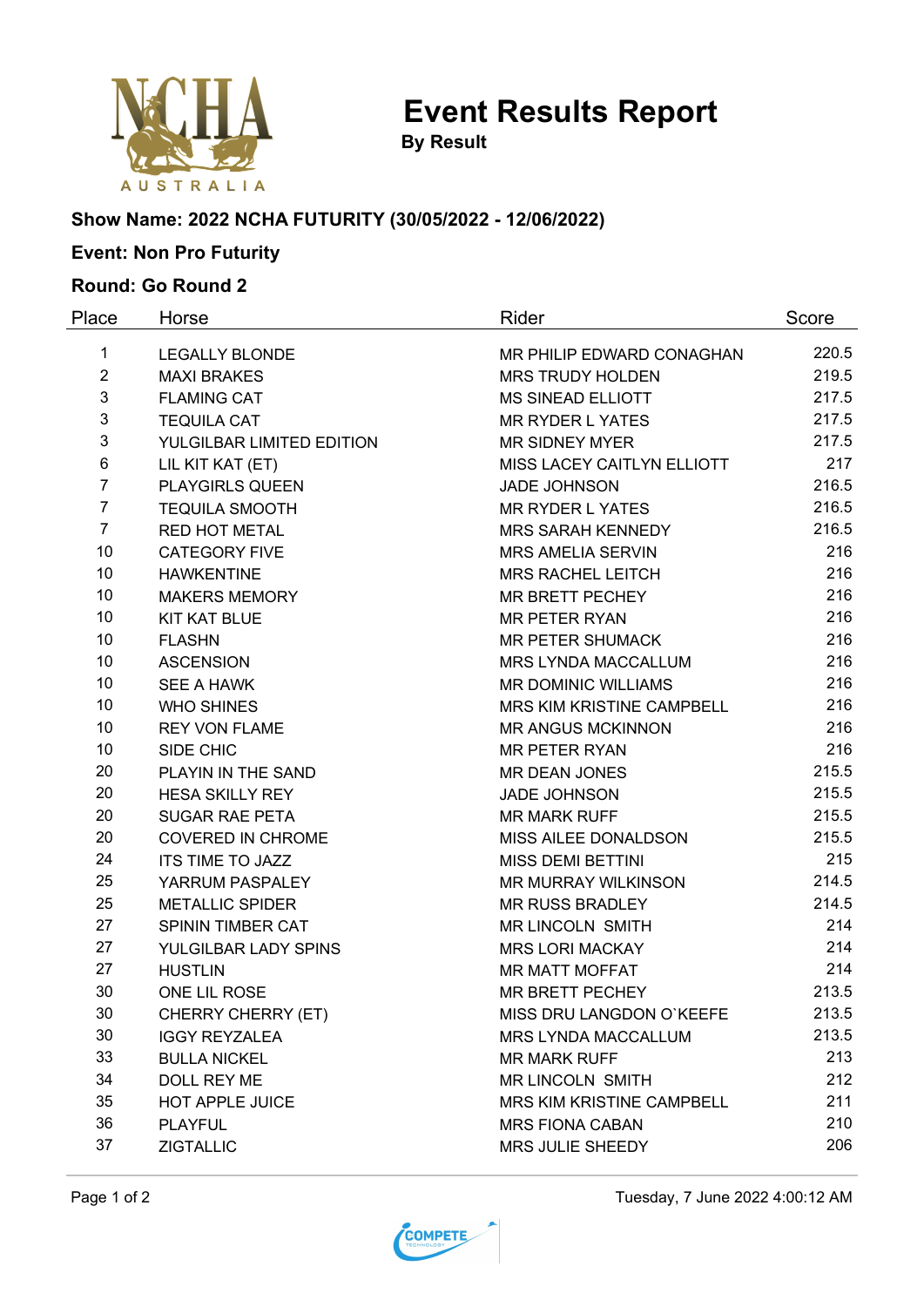# Event Results Report

**By Result**

### Show Name: 2022 NCHA FUTURITY (30/05/2022 - 12/06/2022)

### Event: Non Pro Futurity

### Round: Go Round 2

| Place | Horse | Rider | Score |
|---|---|---|---|
| 1 | LEGALLY BLONDE | MR PHILIP EDWARD CONAGHAN | 220.5 |
| 2 | MAXI BRAKES | MRS TRUDY HOLDEN | 219.5 |
| 3 | FLAMING CAT | MS SINEAD ELLIOTT | 217.5 |
| 3 | TEQUILA CAT | MR RYDER L YATES | 217.5 |
| 3 | YULGILBAR LIMITED EDITION | MR SIDNEY MYER | 217.5 |
| 6 | LIL KIT KAT (ET) | MISS LACEY CAITLYN ELLIOTT | 217 |
| 7 | PLAYGIRLS QUEEN | JADE JOHNSON | 216.5 |
| 7 | TEQUILA SMOOTH | MR RYDER L YATES | 216.5 |
| 7 | RED HOT METAL | MRS SARAH KENNEDY | 216.5 |
| 10 | CATEGORY FIVE | MRS AMELIA SERVIN | 216 |
| 10 | HAWKENTINE | MRS RACHEL LEITCH | 216 |
| 10 | MAKERS MEMORY | MR BRETT PECHEY | 216 |
| 10 | KIT KAT BLUE | MR PETER RYAN | 216 |
| 10 | FLASHN | MR PETER SHUMACK | 216 |
| 10 | ASCENSION | MRS LYNDA MACCALLUM | 216 |
| 10 | SEE A HAWK | MR DOMINIC WILLIAMS | 216 |
| 10 | WHO SHINES | MRS KIM KRISTINE CAMPBELL | 216 |
| 10 | REY VON FLAME | MR ANGUS MCKINNON | 216 |
| 10 | SIDE CHIC | MR PETER RYAN | 216 |
| 20 | PLAYIN IN THE SAND | MR DEAN JONES | 215.5 |
| 20 | HESA SKILLY REY | JADE JOHNSON | 215.5 |
| 20 | SUGAR RAE PETA | MR MARK RUFF | 215.5 |
| 20 | COVERED IN CHROME | MISS AILEE DONALDSON | 215.5 |
| 24 | ITS TIME TO JAZZ | MISS DEMI BETTINI | 215 |
| 25 | YARRUM PASPALEY | MR MURRAY WILKINSON | 214.5 |
| 25 | METALLIC SPIDER | MR RUSS BRADLEY | 214.5 |
| 27 | SPININ TIMBER CAT | MR LINCOLN SMITH | 214 |
| 27 | YULGILBAR LADY SPINS | MRS LORI MACKAY | 214 |
| 27 | HUSTLIN | MR MATT MOFFAT | 214 |
| 30 | ONE LIL ROSE | MR BRETT PECHEY | 213.5 |
| 30 | CHERRY CHERRY (ET) | MISS DRU LANGDON O`KEEFE | 213.5 |
| 30 | IGGY REYZALEA | MRS LYNDA MACCALLUM | 213.5 |
| 33 | BULLA NICKEL | MR MARK RUFF | 213 |
| 34 | DOLL REY ME | MR LINCOLN SMITH | 212 |
| 35 | HOT APPLE JUICE | MRS KIM KRISTINE CAMPBELL | 211 |
| 36 | PLAYFUL | MRS FIONA CABAN | 210 |
| 37 | ZIGTALLIC | MRS JULIE SHEEDY | 206 |

Tuesday, 7 June 2022 4:00:12 AM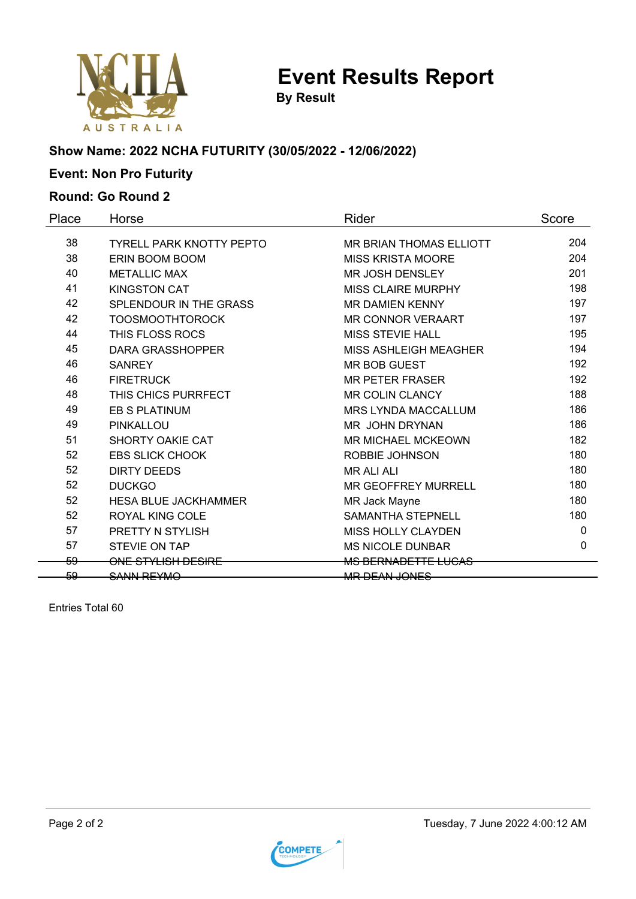# Event Results Report

**By Result**

### Show Name: 2022 NCHA FUTURITY (30/05/2022 - 12/06/2022)

### Event: Non Pro Futurity

### Round: Go Round 2

| Place | Horse | Rider | Score |
|---|---|---|---|
| 38 | TYRELL PARK KNOTTY PEPTO | MR BRIAN THOMAS ELLIOTT | 204 |
| 38 | ERIN BOOM BOOM | MISS KRISTA MOORE | 204 |
| 40 | METALLIC MAX | MR JOSH DENSLEY | 201 |
| 41 | KINGSTON CAT | MISS CLAIRE MURPHY | 198 |
| 42 | SPLENDOUR IN THE GRASS | MR DAMIEN KENNY | 197 |
| 42 | TOOSMOOTHTOROCK | MR CONNOR VERAART | 197 |
| 44 | THIS FLOSS ROCS | MISS STEVIE HALL | 195 |
| 45 | DARA GRASSHOPPER | MISS ASHLEIGH MEAGHER | 194 |
| 46 | SANREY | MR BOB GUEST | 192 |
| 46 | FIRETRUCK | MR PETER FRASER | 192 |
| 48 | THIS CHICS PURRFECT | MR COLIN CLANCY | 188 |
| 49 | EB S PLATINUM | MRS LYNDA MACCALLUM | 186 |
| 49 | PINKALLOU | MR JOHN DRYNAN | 186 |
| 51 | SHORTY OAKIE CAT | MR MICHAEL MCKEOWN | 182 |
| 52 | EBS SLICK CHOOK | ROBBIE JOHNSON | 180 |
| 52 | DIRTY DEEDS | MR ALI ALI | 180 |
| 52 | DUCKGO | MR GEOFFREY MURRELL | 180 |
| 52 | HESA BLUE JACKHAMMER | MR Jack Mayne | 180 |
| 52 | ROYAL KING COLE | SAMANTHA STEPNELL | 180 |
| 57 | PRETTY N STYLISH | MISS HOLLY CLAYDEN | 0 |
| 57 | STEVIE ON TAP | MS NICOLE DUNBAR | 0 |
| ~~59~~ | ~~ONE STYLISH DESIRE~~ | ~~MS BERNADETTE LUCAS~~ | |
| ~~59~~ | ~~SANN REYMO~~ | ~~MR DEAN JONES~~ | |

Entries Total 60

Tuesday, 7 June 2022 4:00:12 AM